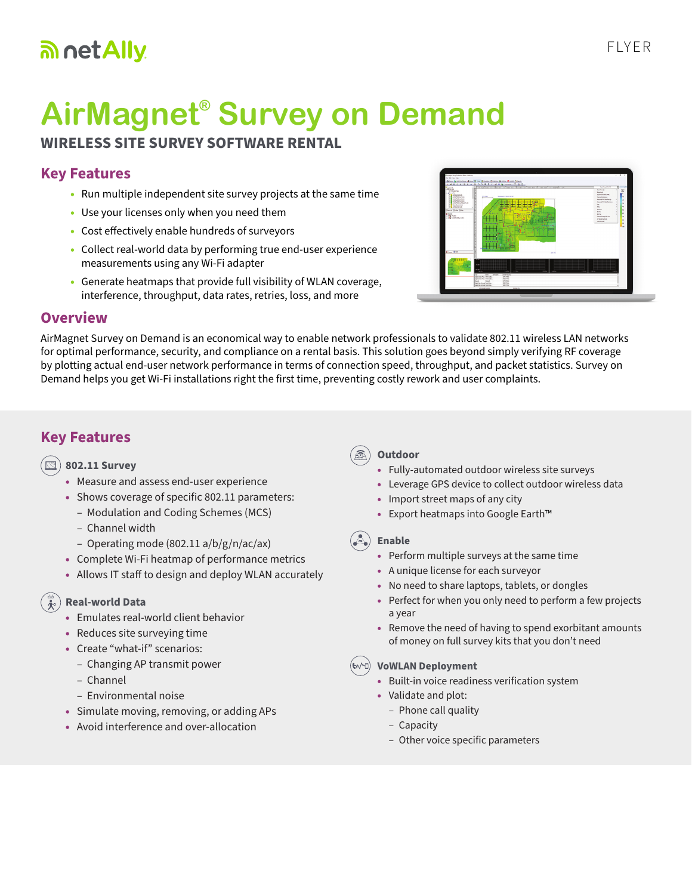netAlly

FLYER

# AirMagnet® Survey on Demand

**WIRELESS SITE SURVEY SOFTWARE RENTAL**

## Key Features

- Run multiple independent site survey projects at the same time
- Use your licenses only when you need them
- Cost effectively enable hundreds of surveyors
- Collect real-world data by performing true end-user experience measurements using any Wi-Fi adapter
- Generate heatmaps that provide full visibility of WLAN coverage, interference, throughput, data rates, retries, loss, and more

## Overview

AirMagnet Survey on Demand is an economical way to enable network professionals to validate 802.11 wireless LAN networks for optimal performance, security, and compliance on a rental basis. This solution goes beyond simply verifying RF coverage by plotting actual end-user network performance in terms of connection speed, throughput, and packet statistics. Survey on Demand helps you get Wi-Fi installations right the first time, preventing costly rework and user complaints.

## Key Features

### 802.11 Survey

- Measure and assess end-user experience
- Shows coverage of specific 802.11 parameters:
  - Modulation and Coding Schemes (MCS)
  - Channel width
  - Operating mode (802.11 a/b/g/n/ac/ax)
- Complete Wi-Fi heatmap of performance metrics
- Allows IT staff to design and deploy WLAN accurately

### Real-world Data

- Emulates real-world client behavior
- Reduces site surveying time
- Create "what-if" scenarios:
  - Changing AP transmit power
  - Channel
  - Environmental noise
- Simulate moving, removing, or adding APs
- Avoid interference and over-allocation

### Outdoor

- Fully-automated outdoor wireless site surveys
- Leverage GPS device to collect outdoor wireless data
- Import street maps of any city
- Export heatmaps into Google Earth™

### Enable

- Perform multiple surveys at the same time
- A unique license for each surveyor
- No need to share laptops, tablets, or dongles
- Perfect for when you only need to perform a few projects a year
- Remove the need of having to spend exorbitant amounts of money on full survey kits that you don't need

### VoWLAN Deployment

- Built-in voice readiness verification system
- Validate and plot:
  - Phone call quality
  - Capacity
  - Other voice specific parameters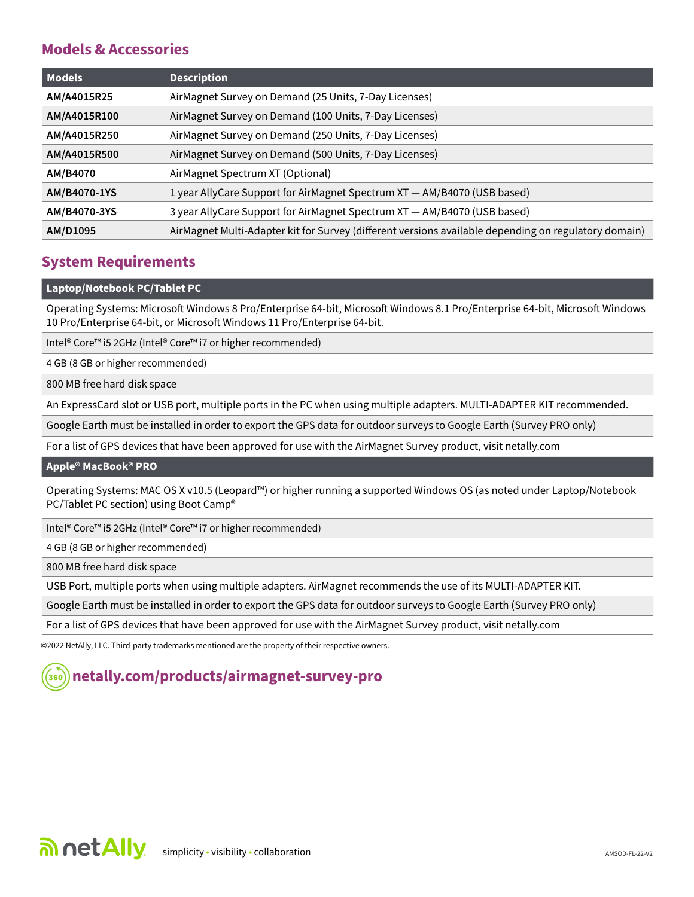## Models & Accessories

| Models | Description |
|---|---|
| **AM/A4015R25** | AirMagnet Survey on Demand (25 Units, 7-Day Licenses) |
| **AM/A4015R100** | AirMagnet Survey on Demand (100 Units, 7-Day Licenses) |
| **AM/A4015R250** | AirMagnet Survey on Demand (250 Units, 7-Day Licenses) |
| **AM/A4015R500** | AirMagnet Survey on Demand (500 Units, 7-Day Licenses) |
| **AM/B4070** | AirMagnet Spectrum XT (Optional) |
| **AM/B4070-1YS** | 1 year AllyCare Support for AirMagnet Spectrum XT — AM/B4070 (USB based) |
| **AM/B4070-3YS** | 3 year AllyCare Support for AirMagnet Spectrum XT — AM/B4070 (USB based) |
| **AM/D1095** | AirMagnet Multi-Adapter kit for Survey (different versions available depending on regulatory domain) |

## System Requirements

| Laptop/Notebook PC/Tablet PC |
|---|
| Operating Systems: Microsoft Windows 8 Pro/Enterprise 64-bit, Microsoft Windows 8.1 Pro/Enterprise 64-bit, Microsoft Windows 10 Pro/Enterprise 64-bit, or Microsoft Windows 11 Pro/Enterprise 64-bit. |
| Intel® Core™ i5 2GHz (Intel® Core™ i7 or higher recommended) |
| 4 GB (8 GB or higher recommended) |
| 800 MB free hard disk space |
| An ExpressCard slot or USB port, multiple ports in the PC when using multiple adapters. MULTI-ADAPTER KIT recommended. |
| Google Earth must be installed in order to export the GPS data for outdoor surveys to Google Earth (Survey PRO only) |
| For a list of GPS devices that have been approved for use with the AirMagnet Survey product, visit netally.com |

| Apple® MacBook® PRO |
|---|
| Operating Systems: MAC OS X v10.5 (Leopard™) or higher running a supported Windows OS (as noted under Laptop/Notebook PC/Tablet PC section) using Boot Camp® |
| Intel® Core™ i5 2GHz (Intel® Core™ i7 or higher recommended) |
| 4 GB (8 GB or higher recommended) |
| 800 MB free hard disk space |
| USB Port, multiple ports when using multiple adapters. AirMagnet recommends the use of its MULTI-ADAPTER KIT. |
| Google Earth must be installed in order to export the GPS data for outdoor surveys to Google Earth (Survey PRO only) |
| For a list of GPS devices that have been approved for use with the AirMagnet Survey product, visit netally.com |

©2022 NetAlly, LLC. Third-party trademarks mentioned are the property of their respective owners.

**netally.com/products/airmagnet-survey-pro**

netAlly simplicity • visibility • collaboration

AMSOD-FL-22-V2